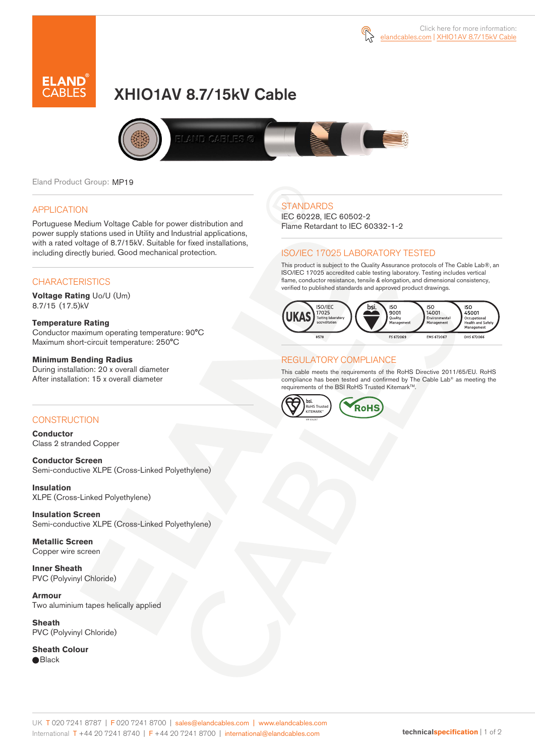Click here for more information: elandcables.com | XHIO1AV 8.7/15kV Cable

# XHIO1AV 8.7/15kV Cable

Eland Product Group: MP19

## APPLICATION

Portuguese Medium Voltage Cable for power distribution and power supply stations used in Utility and Industrial applications, with a rated voltage of 8.7/15kV. Suitable for fixed installations, including directly buried. Good mechanical protection.

## CHARACTERISTICS

**Voltage Rating** Uo/U (Um)
8.7/15 (17.5)kV

**Temperature Rating**
Conductor maximum operating temperature: 90°C
Maximum short-circuit temperature: 250°C

**Minimum Bending Radius**
During installation: 20 x overall diameter
After installation: 15 x overall diameter

## CONSTRUCTION

**Conductor**
Class 2 stranded Copper

**Conductor Screen**
Semi-conductive XLPE (Cross-Linked Polyethylene)

**Insulation**
XLPE (Cross-Linked Polyethylene)

**Insulation Screen**
Semi-conductive XLPE (Cross-Linked Polyethylene)

**Metallic Screen**
Copper wire screen

**Inner Sheath**
PVC (Polyvinyl Chloride)

**Armour**
Two aluminium tapes helically applied

**Sheath**
PVC (Polyvinyl Chloride)

**Sheath Colour**
Black

## STANDARDS

IEC 60228, IEC 60502-2
Flame Retardant to IEC 60332-1-2

## ISO/IEC 17025 LABORATORY TESTED

This product is subject to the Quality Assurance protocols of The Cable Lab®, an ISO/IEC 17025 accredited cable testing laboratory. Testing includes vertical flame, conductor resistance, tensile & elongation, and dimensional consistency, verified to published standards and approved product drawings.

UKAS ISO/IEC 17025 Testing laboratory accreditation 8578 | bsi. ISO 9001 Quality Management FS 672069 | ISO 14001 Environmental Management EMS 672067 | ISO 45001 Occupational Health and Safety Management OHS 672066

## REGULATORY COMPLIANCE

This cable meets the requirements of the RoHS Directive 2011/65/EU. RoHS compliance has been tested and confirmed by The Cable Lab® as meeting the requirements of the BSI RoHS Trusted Kitemark™.

bsi. RoHS Trusted KITEMARK™ | RoHS

UK T 020 7241 8787 | F 020 7241 8700 | sales@elandcables.com | www.elandcables.com
International T +44 20 7241 8740 | F +44 20 7241 8700 | international@elandcables.com

technicalspecification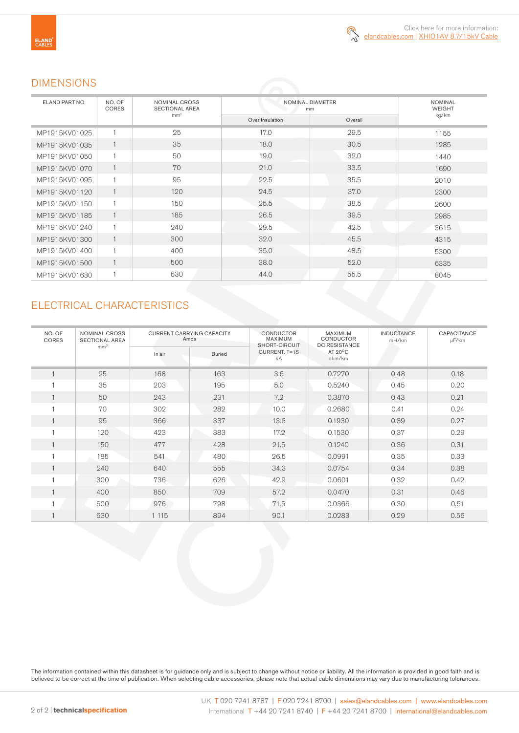Click here for more information: elandcables.com | XHIO1AV 8.7/15kV Cable

## DIMENSIONS

| ELAND PART NO. | NO. OF CORES | NOMINAL CROSS SECTIONAL AREA mm² | NOMINAL DIAMETER mm | | NOMINAL WEIGHT kg/km |
|---|---|---|---|---|---|
| | | | Over Insulation | Overall | |
| MP1915KV01025 | 1 | 25 | 17.0 | 29.5 | 1155 |
| MP1915KV01035 | 1 | 35 | 18.0 | 30.5 | 1285 |
| MP1915KV01050 | 1 | 50 | 19.0 | 32.0 | 1440 |
| MP1915KV01070 | 1 | 70 | 21.0 | 33.5 | 1690 |
| MP1915KV01095 | 1 | 95 | 22.5 | 35.5 | 2010 |
| MP1915KV01120 | 1 | 120 | 24.5 | 37.0 | 2300 |
| MP1915KV01150 | 1 | 150 | 25.5 | 38.5 | 2600 |
| MP1915KV01185 | 1 | 185 | 26.5 | 39.5 | 2985 |
| MP1915KV01240 | 1 | 240 | 29.5 | 42.5 | 3615 |
| MP1915KV01300 | 1 | 300 | 32.0 | 45.5 | 4315 |
| MP1915KV01400 | 1 | 400 | 35.0 | 48.5 | 5300 |
| MP1915KV01500 | 1 | 500 | 38.0 | 52.0 | 6335 |
| MP1915KV01630 | 1 | 630 | 44.0 | 55.5 | 8045 |

## ELECTRICAL CHARACTERISTICS

| NO. OF CORES | NOMINAL CROSS SECTIONAL AREA mm² | CURRENT CARRYING CAPACITY Amps | | CONDUCTOR MAXIMUM SHORT-CIRCUIT CURRENT. T=1S kA | MAXIMUM CONDUCTOR DC RESISTANCE AT 20°C ohm/km | INDUCTANCE mH/km | CAPACITANCE µF/km |
|---|---|---|---|---|---|---|---|
| | | In air | Buried | | | | |
| 1 | 25 | 168 | 163 | 3.6 | 0.7270 | 0.48 | 0.18 |
| 1 | 35 | 203 | 195 | 5.0 | 0.5240 | 0.45 | 0.20 |
| 1 | 50 | 243 | 231 | 7.2 | 0.3870 | 0.43 | 0.21 |
| 1 | 70 | 302 | 282 | 10.0 | 0.2680 | 0.41 | 0.24 |
| 1 | 95 | 366 | 337 | 13.6 | 0.1930 | 0.39 | 0.27 |
| 1 | 120 | 423 | 383 | 17.2 | 0.1530 | 0.37 | 0.29 |
| 1 | 150 | 477 | 428 | 21.5 | 0.1240 | 0.36 | 0.31 |
| 1 | 185 | 541 | 480 | 26.5 | 0.0991 | 0.35 | 0.33 |
| 1 | 240 | 640 | 555 | 34.3 | 0.0754 | 0.34 | 0.38 |
| 1 | 300 | 736 | 626 | 42.9 | 0.0601 | 0.32 | 0.42 |
| 1 | 400 | 850 | 709 | 57.2 | 0.0470 | 0.31 | 0.46 |
| 1 | 500 | 976 | 798 | 71.5 | 0.0366 | 0.30 | 0.51 |
| 1 | 630 | 1 115 | 894 | 90.1 | 0.0283 | 0.29 | 0.56 |

The information contained within this datasheet is for guidance only and is subject to change without notice or liability. All the information is provided in good faith and is believed to be correct at the time of publication. When selecting cable accessories, please note that actual cable dimensions may vary due to manufacturing tolerances.

UK T 020 7241 8787 | F 020 7241 8700 | sales@elandcables.com | www.elandcables.com
International T +44 20 7241 8740 | F +44 20 7241 8700 | international@elandcables.com